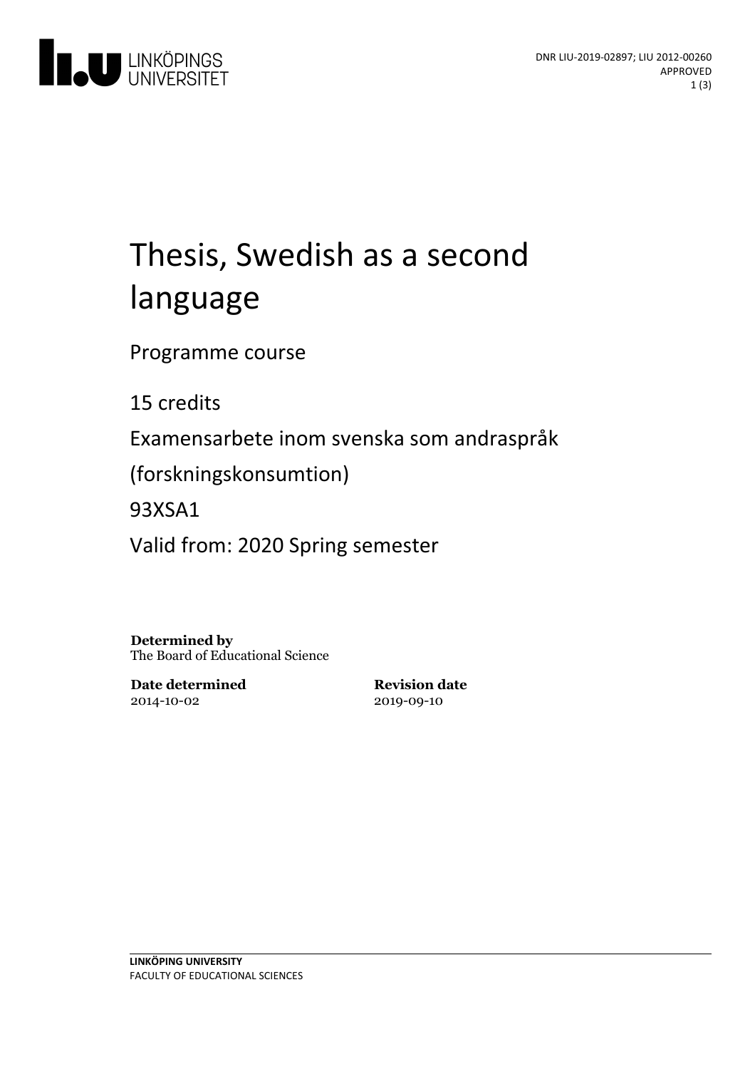DNR LIU-2019-02897; LIU 2012-00260
APPROVED

# Thesis, Swedish as a second language

Programme course

15 credits

Examensarbete inom svenska som andraspråk (forskningskonsumtion)

93XSA1

Valid from: 2020 Spring semester

**Determined by**
The Board of Educational Science

**Date determined**
2014-10-02

**Revision date**
2019-09-10

**LINKÖPING UNIVERSITY**
FACULTY OF EDUCATIONAL SCIENCES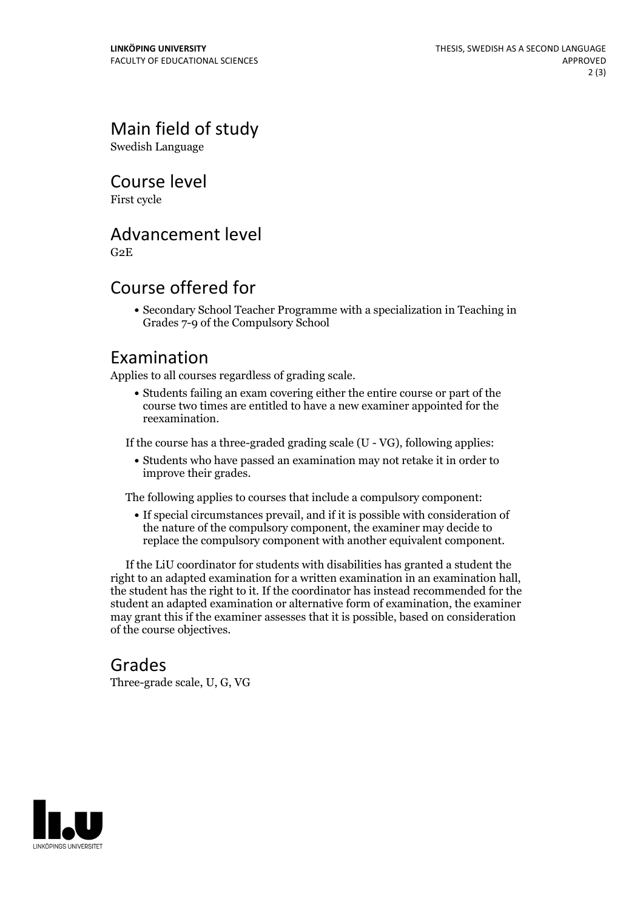## Main field of study

Swedish Language

## Course level

First cycle

## Advancement level

G2E

## Course offered for

- Secondary School Teacher Programme with a specialization in Teaching in Grades 7-9 of the Compulsory School

## Examination

Applies to all courses regardless of grading scale.

- Students failing an exam covering either the entire course or part of the course two times are entitled to have a new examiner appointed for the reexamination.

If the course has a three-graded grading scale (U - VG), following applies:

- Students who have passed an examination may not retake it in order to improve their grades.

The following applies to courses that include a compulsory component:

- If special circumstances prevail, and if it is possible with consideration of the nature of the compulsory component, the examiner may decide to replace the compulsory component with another equivalent component.

If the LiU coordinator for students with disabilities has granted a student the right to an adapted examination for a written examination in an examination hall, the student has the right to it. If the coordinator has instead recommended for the student an adapted examination or alternative form of examination, the examiner may grant this if the examiner assesses that it is possible, based on consideration of the course objectives.

## Grades

Three-grade scale, U, G, VG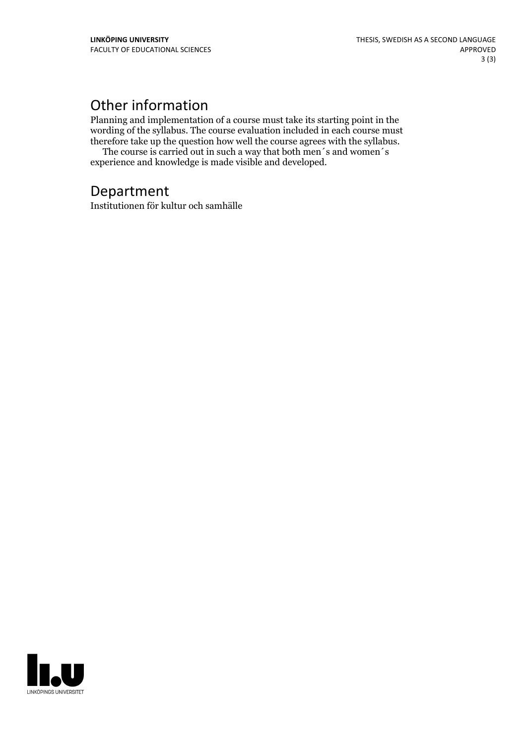## Other information

Planning and implementation of a course must take its starting point in the wording of the syllabus. The course evaluation included in each course must therefore take up the question how well the course agrees with the syllabus.

The course is carried out in such a way that both men´s and women´s experience and knowledge is made visible and developed.

## Department

Institutionen för kultur och samhälle